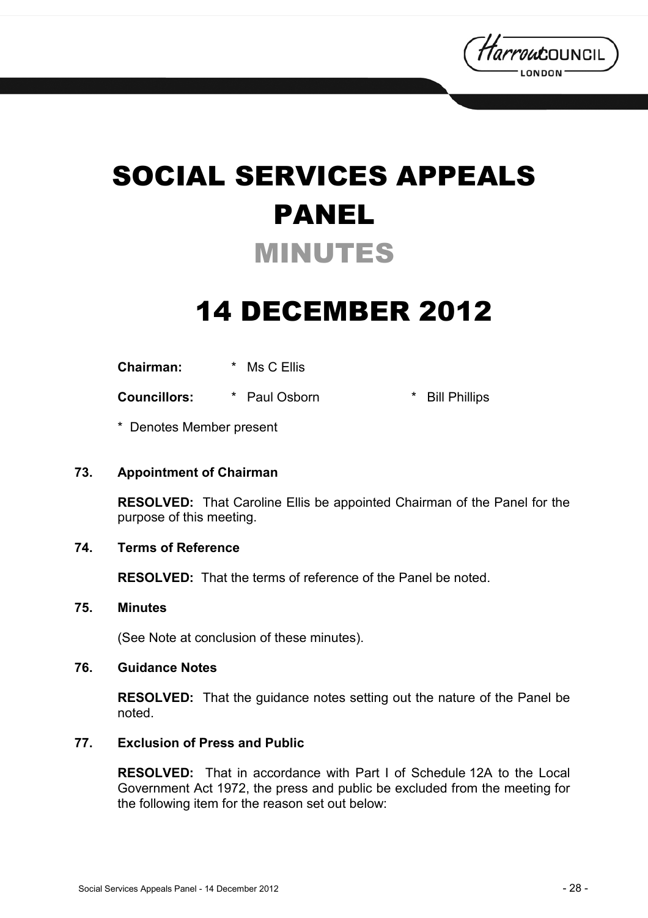# SOCIAL SERVICES APPEALS PANEL

## MINUTES

# 14 DECEMBER 2012

**Chairman:** * Ms C Ellis

**Councillors:** * Paul Osborn * Bill Phillips

* Denotes Member present

### 73. Appointment of Chairman

**RESOLVED:** That Caroline Ellis be appointed Chairman of the Panel for the purpose of this meeting.

### 74. Terms of Reference

**RESOLVED:** That the terms of reference of the Panel be noted.

### 75. Minutes

(See Note at conclusion of these minutes).

### 76. Guidance Notes

**RESOLVED:** That the guidance notes setting out the nature of the Panel be noted.

### 77. Exclusion of Press and Public

**RESOLVED:** That in accordance with Part I of Schedule 12A to the Local Government Act 1972, the press and public be excluded from the meeting for the following item for the reason set out below: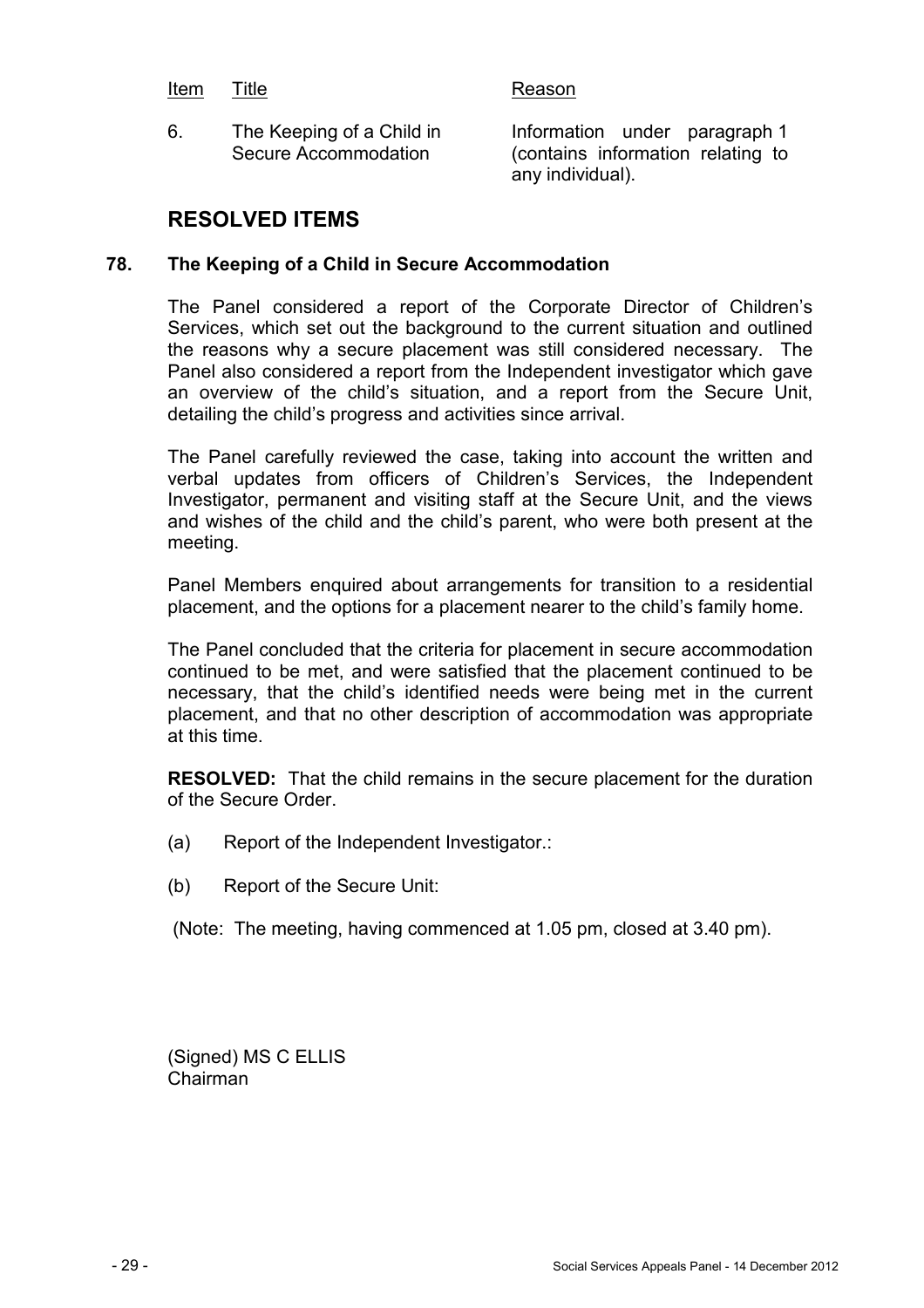| Item | Title | Reason |
|---|---|---|
| 6. | The Keeping of a Child in Secure Accommodation | Information under paragraph 1 (contains information relating to any individual). |

## RESOLVED ITEMS

### 78. The Keeping of a Child in Secure Accommodation

The Panel considered a report of the Corporate Director of Children's Services, which set out the background to the current situation and outlined the reasons why a secure placement was still considered necessary. The Panel also considered a report from the Independent investigator which gave an overview of the child's situation, and a report from the Secure Unit, detailing the child's progress and activities since arrival.

The Panel carefully reviewed the case, taking into account the written and verbal updates from officers of Children's Services, the Independent Investigator, permanent and visiting staff at the Secure Unit, and the views and wishes of the child and the child's parent, who were both present at the meeting.

Panel Members enquired about arrangements for transition to a residential placement, and the options for a placement nearer to the child's family home.

The Panel concluded that the criteria for placement in secure accommodation continued to be met, and were satisfied that the placement continued to be necessary, that the child's identified needs were being met in the current placement, and that no other description of accommodation was appropriate at this time.

**RESOLVED:** That the child remains in the secure placement for the duration of the Secure Order.

(a) Report of the Independent Investigator.:

(b) Report of the Secure Unit:

(Note: The meeting, having commenced at 1.05 pm, closed at 3.40 pm).

(Signed) MS C ELLIS
Chairman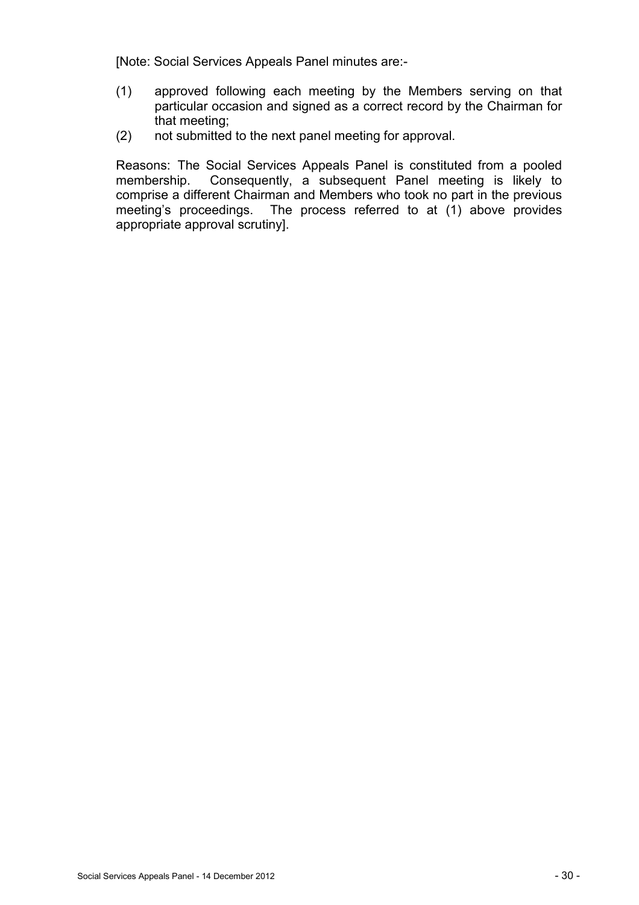[Note: Social Services Appeals Panel minutes are:-

(1) approved following each meeting by the Members serving on that particular occasion and signed as a correct record by the Chairman for that meeting;
(2) not submitted to the next panel meeting for approval.

Reasons: The Social Services Appeals Panel is constituted from a pooled membership. Consequently, a subsequent Panel meeting is likely to comprise a different Chairman and Members who took no part in the previous meeting's proceedings. The process referred to at (1) above provides appropriate approval scrutiny].